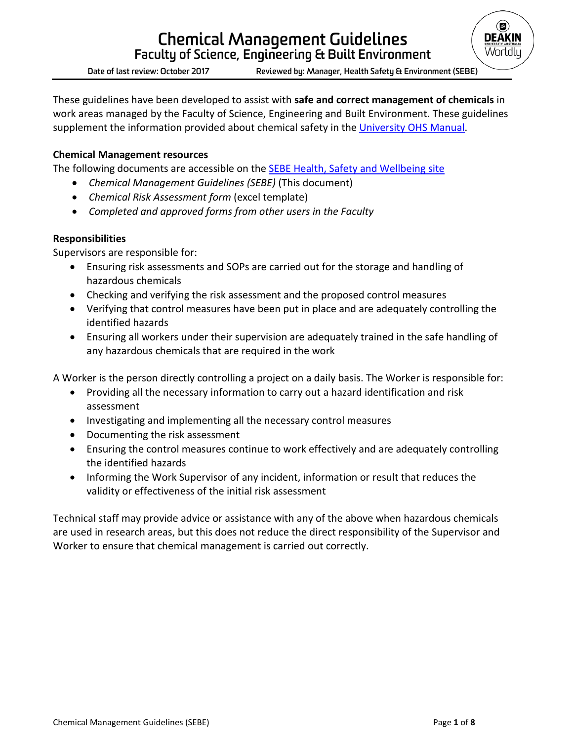# Chemical Management Guidelines
## Faculty of Science, Engineering & Built Environment

Date of last review: October 2017 Reviewed by: Manager, Health Safety & Environment (SEBE)

These guidelines have been developed to assist with **safe and correct management of chemicals** in work areas managed by the Faculty of Science, Engineering and Built Environment. These guidelines supplement the information provided about chemical safety in the University OHS Manual.

**Chemical Management resources**
The following documents are accessible on the SEBE Health, Safety and Wellbeing site

- *Chemical Management Guidelines (SEBE)* (This document)
- *Chemical Risk Assessment form* (excel template)
- *Completed and approved forms from other users in the Faculty*

**Responsibilities**
Supervisors are responsible for:

- Ensuring risk assessments and SOPs are carried out for the storage and handling of hazardous chemicals
- Checking and verifying the risk assessment and the proposed control measures
- Verifying that control measures have been put in place and are adequately controlling the identified hazards
- Ensuring all workers under their supervision are adequately trained in the safe handling of any hazardous chemicals that are required in the work

A Worker is the person directly controlling a project on a daily basis. The Worker is responsible for:

- Providing all the necessary information to carry out a hazard identification and risk assessment
- Investigating and implementing all the necessary control measures
- Documenting the risk assessment
- Ensuring the control measures continue to work effectively and are adequately controlling the identified hazards
- Informing the Work Supervisor of any incident, information or result that reduces the validity or effectiveness of the initial risk assessment

Technical staff may provide advice or assistance with any of the above when hazardous chemicals are used in research areas, but this does not reduce the direct responsibility of the Supervisor and Worker to ensure that chemical management is carried out correctly.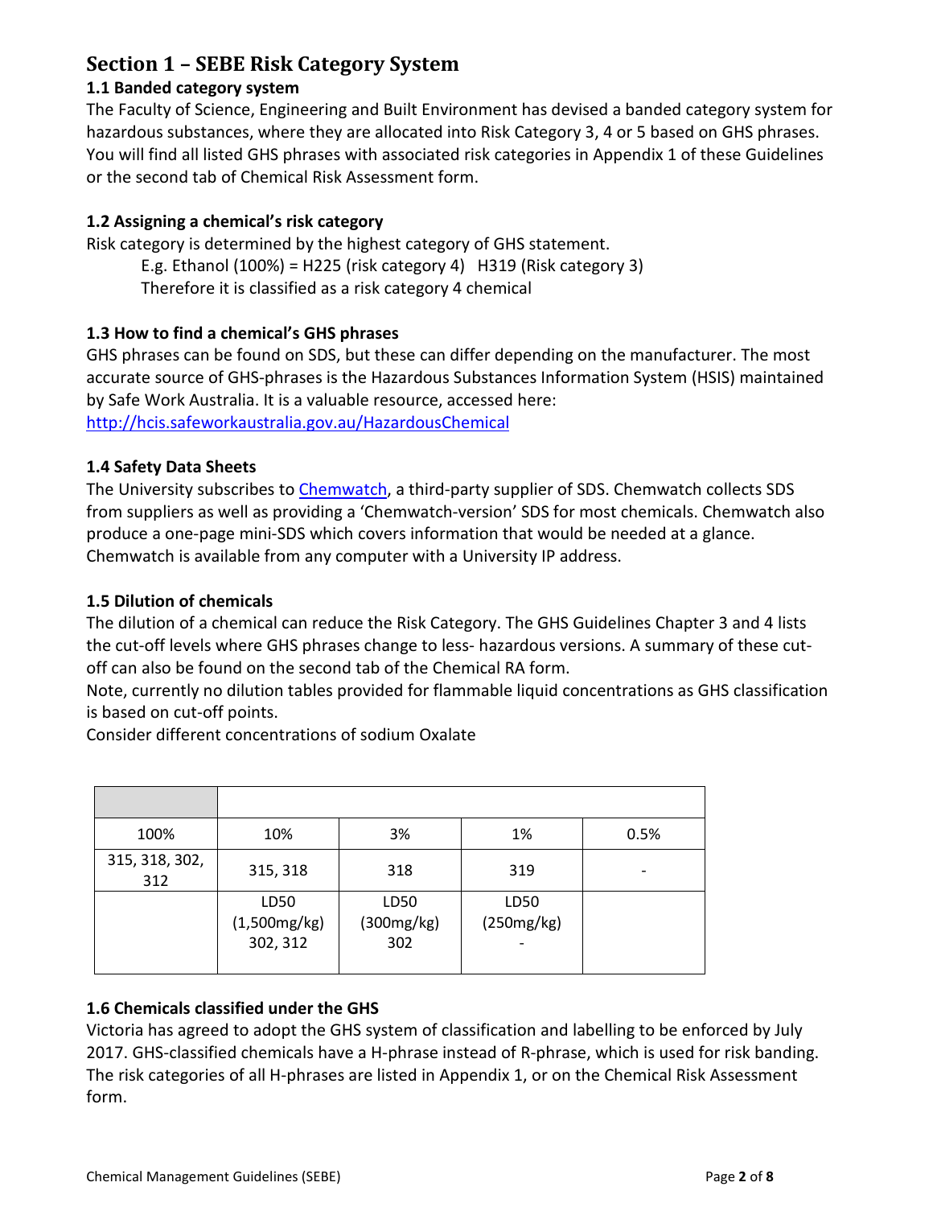## Section 1 – SEBE Risk Category System

### 1.1 Banded category system

The Faculty of Science, Engineering and Built Environment has devised a banded category system for hazardous substances, where they are allocated into Risk Category 3, 4 or 5 based on GHS phrases. You will find all listed GHS phrases with associated risk categories in Appendix 1 of these Guidelines or the second tab of Chemical Risk Assessment form.

### 1.2 Assigning a chemical's risk category

Risk category is determined by the highest category of GHS statement.

E.g. Ethanol (100%) = H225 (risk category 4)   H319 (Risk category 3)
Therefore it is classified as a risk category 4 chemical

### 1.3 How to find a chemical's GHS phrases

GHS phrases can be found on SDS, but these can differ depending on the manufacturer. The most accurate source of GHS-phrases is the Hazardous Substances Information System (HSIS) maintained by Safe Work Australia. It is a valuable resource, accessed here: http://hcis.safeworkaustralia.gov.au/HazardousChemical

### 1.4 Safety Data Sheets

The University subscribes to Chemwatch, a third-party supplier of SDS. Chemwatch collects SDS from suppliers as well as providing a 'Chemwatch-version' SDS for most chemicals. Chemwatch also produce a one-page mini-SDS which covers information that would be needed at a glance. Chemwatch is available from any computer with a University IP address.

### 1.5 Dilution of chemicals

The dilution of a chemical can reduce the Risk Category. The GHS Guidelines Chapter 3 and 4 lists the cut-off levels where GHS phrases change to less- hazardous versions. A summary of these cut-off can also be found on the second tab of the Chemical RA form.

Note, currently no dilution tables provided for flammable liquid concentrations as GHS classification is based on cut-off points.

Consider different concentrations of sodium Oxalate

| | | | | |
|---|---|---|---|---|
| 100% | 10% | 3% | 1% | 0.5% |
| 315, 318, 302, 312 | 315, 318 | 318 | 319 | - |
| | LD50 (1,500mg/kg) 302, 312 | LD50 (300mg/kg) 302 | LD50 (250mg/kg) - | |

### 1.6 Chemicals classified under the GHS

Victoria has agreed to adopt the GHS system of classification and labelling to be enforced by July 2017. GHS-classified chemicals have a H-phrase instead of R-phrase, which is used for risk banding. The risk categories of all H-phrases are listed in Appendix 1, or on the Chemical Risk Assessment form.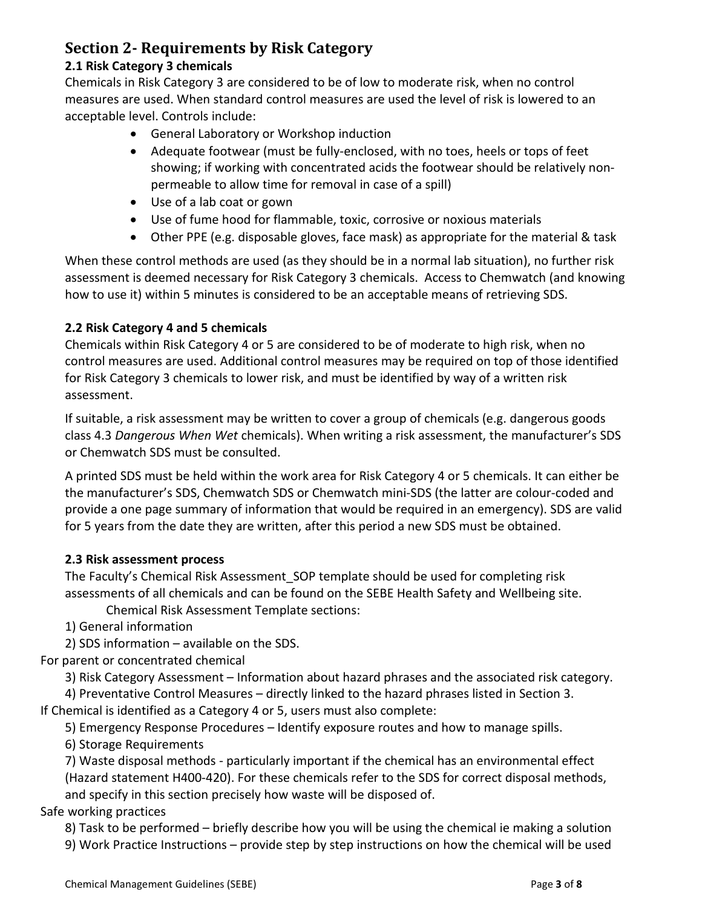## Section 2- Requirements by Risk Category

### 2.1 Risk Category 3 chemicals

Chemicals in Risk Category 3 are considered to be of low to moderate risk, when no control measures are used. When standard control measures are used the level of risk is lowered to an acceptable level. Controls include:

- General Laboratory or Workshop induction
- Adequate footwear (must be fully-enclosed, with no toes, heels or tops of feet showing; if working with concentrated acids the footwear should be relatively non-permeable to allow time for removal in case of a spill)
- Use of a lab coat or gown
- Use of fume hood for flammable, toxic, corrosive or noxious materials
- Other PPE (e.g. disposable gloves, face mask) as appropriate for the material & task

When these control methods are used (as they should be in a normal lab situation), no further risk assessment is deemed necessary for Risk Category 3 chemicals. Access to Chemwatch (and knowing how to use it) within 5 minutes is considered to be an acceptable means of retrieving SDS.

### 2.2 Risk Category 4 and 5 chemicals

Chemicals within Risk Category 4 or 5 are considered to be of moderate to high risk, when no control measures are used. Additional control measures may be required on top of those identified for Risk Category 3 chemicals to lower risk, and must be identified by way of a written risk assessment.

If suitable, a risk assessment may be written to cover a group of chemicals (e.g. dangerous goods class 4.3 *Dangerous When Wet* chemicals). When writing a risk assessment, the manufacturer's SDS or Chemwatch SDS must be consulted.

A printed SDS must be held within the work area for Risk Category 4 or 5 chemicals. It can either be the manufacturer's SDS, Chemwatch SDS or Chemwatch mini-SDS (the latter are colour-coded and provide a one page summary of information that would be required in an emergency). SDS are valid for 5 years from the date they are written, after this period a new SDS must be obtained.

### 2.3 Risk assessment process

The Faculty's Chemical Risk Assessment_SOP template should be used for completing risk assessments of all chemicals and can be found on the SEBE Health Safety and Wellbeing site.

Chemical Risk Assessment Template sections:

1) General information
2) SDS information – available on the SDS.

For parent or concentrated chemical

3) Risk Category Assessment – Information about hazard phrases and the associated risk category.
4) Preventative Control Measures – directly linked to the hazard phrases listed in Section 3.

If Chemical is identified as a Category 4 or 5, users must also complete:

5) Emergency Response Procedures – Identify exposure routes and how to manage spills.
6) Storage Requirements
7) Waste disposal methods - particularly important if the chemical has an environmental effect (Hazard statement H400-420). For these chemicals refer to the SDS for correct disposal methods, and specify in this section precisely how waste will be disposed of.

Safe working practices

8) Task to be performed – briefly describe how you will be using the chemical ie making a solution
9) Work Practice Instructions – provide step by step instructions on how the chemical will be used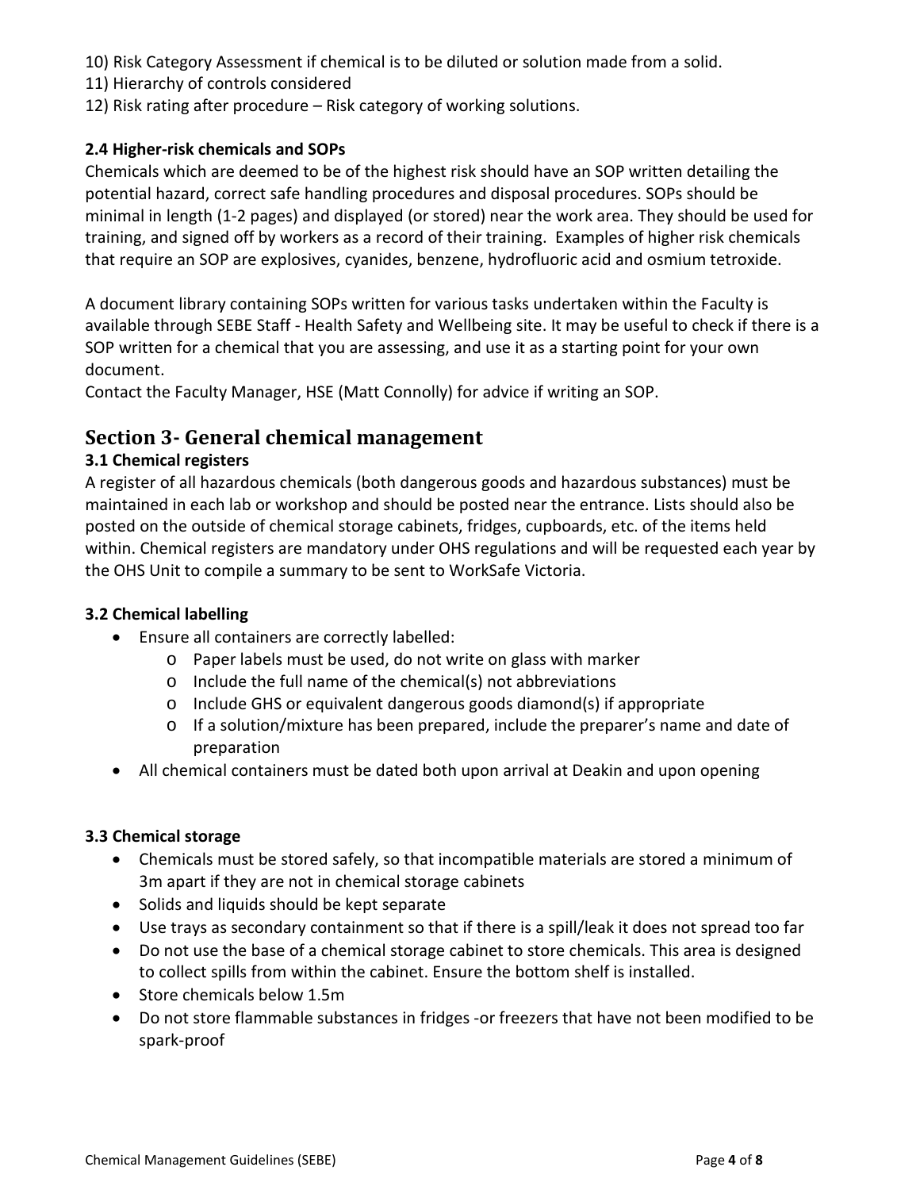10) Risk Category Assessment if chemical is to be diluted or solution made from a solid.
11) Hierarchy of controls considered
12) Risk rating after procedure – Risk category of working solutions.

### 2.4 Higher-risk chemicals and SOPs

Chemicals which are deemed to be of the highest risk should have an SOP written detailing the potential hazard, correct safe handling procedures and disposal procedures. SOPs should be minimal in length (1-2 pages) and displayed (or stored) near the work area. They should be used for training, and signed off by workers as a record of their training. Examples of higher risk chemicals that require an SOP are explosives, cyanides, benzene, hydrofluoric acid and osmium tetroxide.

A document library containing SOPs written for various tasks undertaken within the Faculty is available through SEBE Staff - Health Safety and Wellbeing site. It may be useful to check if there is a SOP written for a chemical that you are assessing, and use it as a starting point for your own document.
Contact the Faculty Manager, HSE (Matt Connolly) for advice if writing an SOP.

## Section 3- General chemical management

### 3.1 Chemical registers

A register of all hazardous chemicals (both dangerous goods and hazardous substances) must be maintained in each lab or workshop and should be posted near the entrance. Lists should also be posted on the outside of chemical storage cabinets, fridges, cupboards, etc. of the items held within. Chemical registers are mandatory under OHS regulations and will be requested each year by the OHS Unit to compile a summary to be sent to WorkSafe Victoria.

### 3.2 Chemical labelling

- Ensure all containers are correctly labelled:
  - Paper labels must be used, do not write on glass with marker
  - Include the full name of the chemical(s) not abbreviations
  - Include GHS or equivalent dangerous goods diamond(s) if appropriate
  - If a solution/mixture has been prepared, include the preparer's name and date of preparation
- All chemical containers must be dated both upon arrival at Deakin and upon opening

### 3.3 Chemical storage

- Chemicals must be stored safely, so that incompatible materials are stored a minimum of 3m apart if they are not in chemical storage cabinets
- Solids and liquids should be kept separate
- Use trays as secondary containment so that if there is a spill/leak it does not spread too far
- Do not use the base of a chemical storage cabinet to store chemicals. This area is designed to collect spills from within the cabinet. Ensure the bottom shelf is installed.
- Store chemicals below 1.5m
- Do not store flammable substances in fridges -or freezers that have not been modified to be spark-proof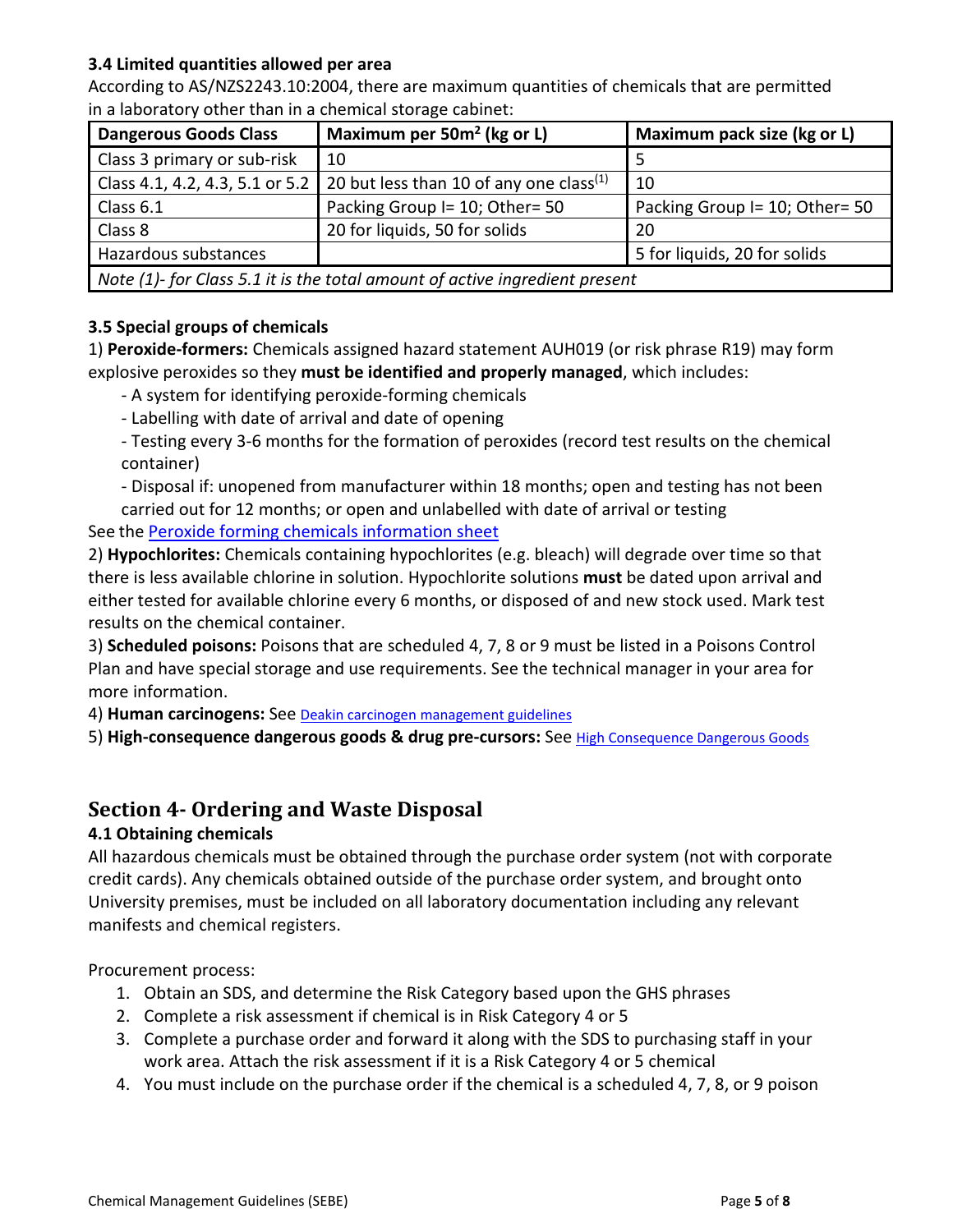### 3.4 Limited quantities allowed per area

According to AS/NZS2243.10:2004, there are maximum quantities of chemicals that are permitted in a laboratory other than in a chemical storage cabinet:

| Dangerous Goods Class | Maximum per 50m$^2$ (kg or L) | Maximum pack size (kg or L) |
|---|---|---|
| Class 3 primary or sub-risk | 10 | 5 |
| Class 4.1, 4.2, 4.3, 5.1 or 5.2 | 20 but less than 10 of any one class(1) | 10 |
| Class 6.1 | Packing Group I= 10; Other= 50 | Packing Group I= 10; Other= 50 |
| Class 8 | 20 for liquids, 50 for solids | 20 |
| Hazardous substances | | 5 for liquids, 20 for solids |
| *Note (1)- for Class 5.1 it is the total amount of active ingredient present* | | |

### 3.5 Special groups of chemicals

1) **Peroxide-formers:** Chemicals assigned hazard statement AUH019 (or risk phrase R19) may form explosive peroxides so they **must be identified and properly managed**, which includes:

- A system for identifying peroxide-forming chemicals
- Labelling with date of arrival and date of opening
- Testing every 3-6 months for the formation of peroxides (record test results on the chemical container)
- Disposal if: unopened from manufacturer within 18 months; open and testing has not been carried out for 12 months; or open and unlabelled with date of arrival or testing

See the Peroxide forming chemicals information sheet

2) **Hypochlorites:** Chemicals containing hypochlorites (e.g. bleach) will degrade over time so that there is less available chlorine in solution. Hypochlorite solutions **must** be dated upon arrival and either tested for available chlorine every 6 months, or disposed of and new stock used. Mark test results on the chemical container.

3) **Scheduled poisons:** Poisons that are scheduled 4, 7, 8 or 9 must be listed in a Poisons Control Plan and have special storage and use requirements. See the technical manager in your area for more information.

4) **Human carcinogens:** See Deakin carcinogen management guidelines

5) **High-consequence dangerous goods & drug pre-cursors:** See High Consequence Dangerous Goods

## Section 4- Ordering and Waste Disposal

### 4.1 Obtaining chemicals

All hazardous chemicals must be obtained through the purchase order system (not with corporate credit cards). Any chemicals obtained outside of the purchase order system, and brought onto University premises, must be included on all laboratory documentation including any relevant manifests and chemical registers.

Procurement process:

1. Obtain an SDS, and determine the Risk Category based upon the GHS phrases
2. Complete a risk assessment if chemical is in Risk Category 4 or 5
3. Complete a purchase order and forward it along with the SDS to purchasing staff in your work area. Attach the risk assessment if it is a Risk Category 4 or 5 chemical
4. You must include on the purchase order if the chemical is a scheduled 4, 7, 8, or 9 poison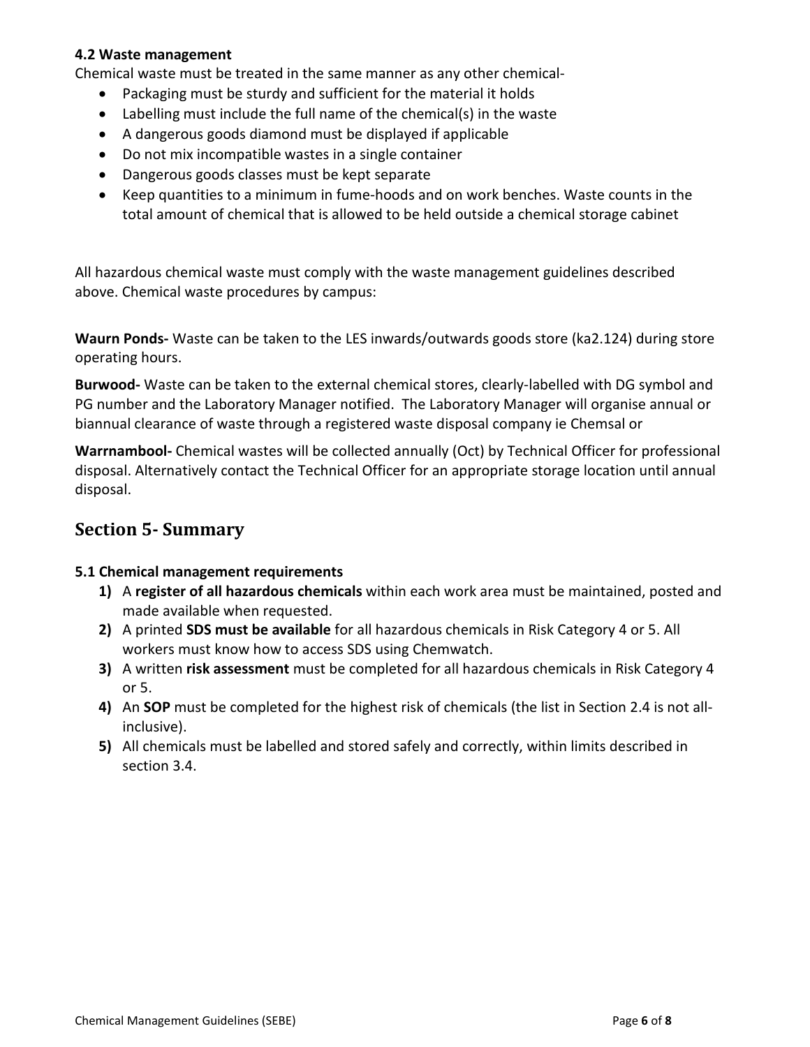### 4.2 Waste management

Chemical waste must be treated in the same manner as any other chemical-

- Packaging must be sturdy and sufficient for the material it holds
- Labelling must include the full name of the chemical(s) in the waste
- A dangerous goods diamond must be displayed if applicable
- Do not mix incompatible wastes in a single container
- Dangerous goods classes must be kept separate
- Keep quantities to a minimum in fume-hoods and on work benches. Waste counts in the total amount of chemical that is allowed to be held outside a chemical storage cabinet

All hazardous chemical waste must comply with the waste management guidelines described above. Chemical waste procedures by campus:

**Waurn Ponds-** Waste can be taken to the LES inwards/outwards goods store (ka2.124) during store operating hours.

**Burwood-** Waste can be taken to the external chemical stores, clearly-labelled with DG symbol and PG number and the Laboratory Manager notified. The Laboratory Manager will organise annual or biannual clearance of waste through a registered waste disposal company ie Chemsal or

**Warrnambool-** Chemical wastes will be collected annually (Oct) by Technical Officer for professional disposal. Alternatively contact the Technical Officer for an appropriate storage location until annual disposal.

## Section 5- Summary

### 5.1 Chemical management requirements

1) A **register of all hazardous chemicals** within each work area must be maintained, posted and made available when requested.
2) A printed **SDS must be available** for all hazardous chemicals in Risk Category 4 or 5. All workers must know how to access SDS using Chemwatch.
3) A written **risk assessment** must be completed for all hazardous chemicals in Risk Category 4 or 5.
4) An **SOP** must be completed for the highest risk of chemicals (the list in Section 2.4 is not all-inclusive).
5) All chemicals must be labelled and stored safely and correctly, within limits described in section 3.4.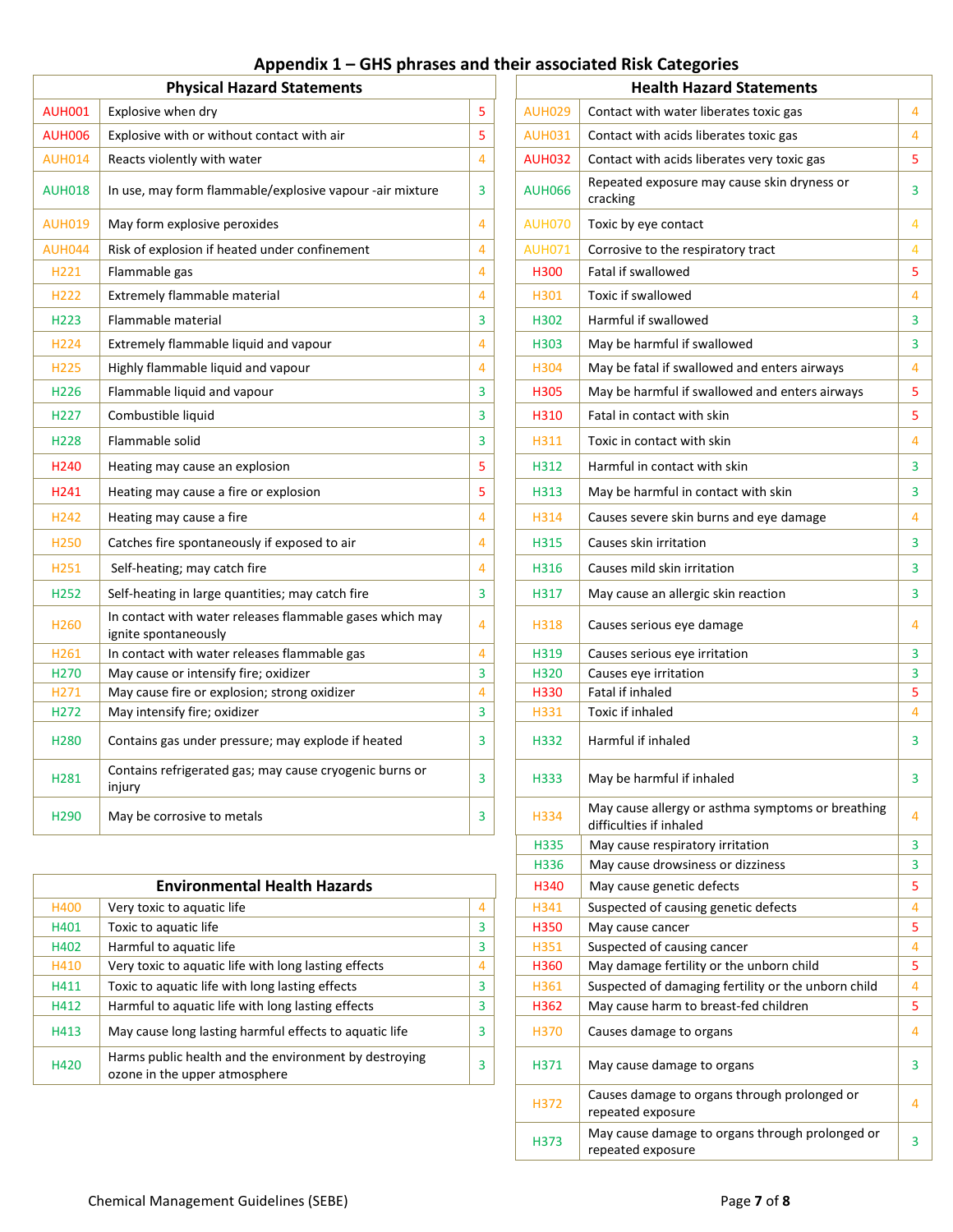# Appendix 1 – GHS phrases and their associated Risk Categories

## Physical Hazard Statements

| | | |
|---|---|---|
| AUH001 | Explosive when dry | 5 |
| AUH006 | Explosive with or without contact with air | 5 |
| AUH014 | Reacts violently with water | 4 |
| AUH018 | In use, may form flammable/explosive vapour -air mixture | 3 |
| AUH019 | May form explosive peroxides | 4 |
| AUH044 | Risk of explosion if heated under confinement | 4 |
| H221 | Flammable gas | 4 |
| H222 | Extremely flammable material | 4 |
| H223 | Flammable material | 3 |
| H224 | Extremely flammable liquid and vapour | 4 |
| H225 | Highly flammable liquid and vapour | 4 |
| H226 | Flammable liquid and vapour | 3 |
| H227 | Combustible liquid | 3 |
| H228 | Flammable solid | 3 |
| H240 | Heating may cause an explosion | 5 |
| H241 | Heating may cause a fire or explosion | 5 |
| H242 | Heating may cause a fire | 4 |
| H250 | Catches fire spontaneously if exposed to air | 4 |
| H251 | Self-heating; may catch fire | 4 |
| H252 | Self-heating in large quantities; may catch fire | 3 |
| H260 | In contact with water releases flammable gases which may ignite spontaneously | 4 |
| H261 | In contact with water releases flammable gas | 4 |
| H270 | May cause or intensify fire; oxidizer | 3 |
| H271 | May cause fire or explosion; strong oxidizer | 4 |
| H272 | May intensify fire; oxidizer | 3 |
| H280 | Contains gas under pressure; may explode if heated | 3 |
| H281 | Contains refrigerated gas; may cause cryogenic burns or injury | 3 |
| H290 | May be corrosive to metals | 3 |

## Environmental Health Hazards

| | | |
|---|---|---|
| H400 | Very toxic to aquatic life | 4 |
| H401 | Toxic to aquatic life | 3 |
| H402 | Harmful to aquatic life | 3 |
| H410 | Very toxic to aquatic life with long lasting effects | 4 |
| H411 | Toxic to aquatic life with long lasting effects | 3 |
| H412 | Harmful to aquatic life with long lasting effects | 3 |
| H413 | May cause long lasting harmful effects to aquatic life | 3 |
| H420 | Harms public health and the environment by destroying ozone in the upper atmosphere | 3 |

## Health Hazard Statements

| | | |
|---|---|---|
| AUH029 | Contact with water liberates toxic gas | 4 |
| AUH031 | Contact with acids liberates toxic gas | 4 |
| AUH032 | Contact with acids liberates very toxic gas | 5 |
| AUH066 | Repeated exposure may cause skin dryness or cracking | 3 |
| AUH070 | Toxic by eye contact | 4 |
| AUH071 | Corrosive to the respiratory tract | 4 |
| H300 | Fatal if swallowed | 5 |
| H301 | Toxic if swallowed | 4 |
| H302 | Harmful if swallowed | 3 |
| H303 | May be harmful if swallowed | 3 |
| H304 | May be fatal if swallowed and enters airways | 4 |
| H305 | May be harmful if swallowed and enters airways | 5 |
| H310 | Fatal in contact with skin | 5 |
| H311 | Toxic in contact with skin | 4 |
| H312 | Harmful in contact with skin | 3 |
| H313 | May be harmful in contact with skin | 3 |
| H314 | Causes severe skin burns and eye damage | 4 |
| H315 | Causes skin irritation | 3 |
| H316 | Causes mild skin irritation | 3 |
| H317 | May cause an allergic skin reaction | 3 |
| H318 | Causes serious eye damage | 4 |
| H319 | Causes serious eye irritation | 3 |
| H320 | Causes eye irritation | 3 |
| H330 | Fatal if inhaled | 5 |
| H331 | Toxic if inhaled | 4 |
| H332 | Harmful if inhaled | 3 |
| H333 | May be harmful if inhaled | 3 |
| H334 | May cause allergy or asthma symptoms or breathing difficulties if inhaled | 4 |
| H335 | May cause respiratory irritation | 3 |
| H336 | May cause drowsiness or dizziness | 3 |
| H340 | May cause genetic defects | 5 |
| H341 | Suspected of causing genetic defects | 4 |
| H350 | May cause cancer | 5 |
| H351 | Suspected of causing cancer | 4 |
| H360 | May damage fertility or the unborn child | 5 |
| H361 | Suspected of damaging fertility or the unborn child | 4 |
| H362 | May cause harm to breast-fed children | 5 |
| H370 | Causes damage to organs | 4 |
| H371 | May cause damage to organs | 3 |
| H372 | Causes damage to organs through prolonged or repeated exposure | 4 |
| H373 | May cause damage to organs through prolonged or repeated exposure | 3 |